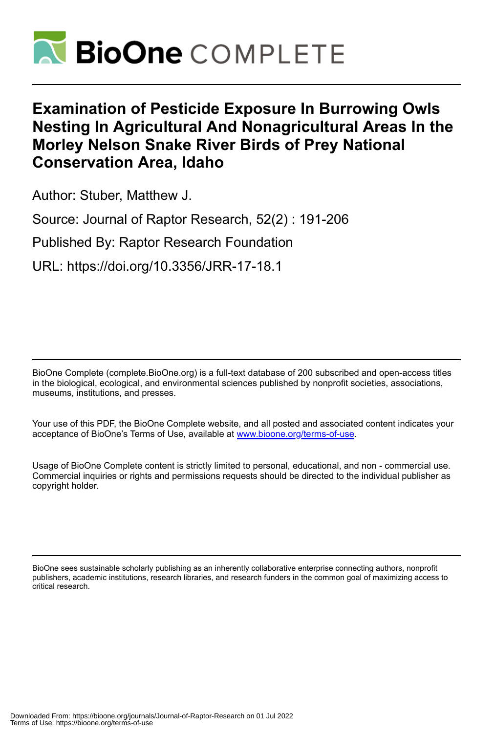# BioOne COMPLETE

# Examination of Pesticide Exposure In Burrowing Owls Nesting In Agricultural And Nonagricultural Areas In the Morley Nelson Snake River Birds of Prey National Conservation Area, Idaho

Author: Stuber, Matthew J.

Source: Journal of Raptor Research, 52(2) : 191-206

Published By: Raptor Research Foundation

URL: https://doi.org/10.3356/JRR-17-18.1

---

BioOne Complete (complete.BioOne.org) is a full-text database of 200 subscribed and open-access titles in the biological, ecological, and environmental sciences published by nonprofit societies, associations, museums, institutions, and presses.

Your use of this PDF, the BioOne Complete website, and all posted and associated content indicates your acceptance of BioOne's Terms of Use, available at www.bioone.org/terms-of-use.

Usage of BioOne Complete content is strictly limited to personal, educational, and non - commercial use. Commercial inquiries or rights and permissions requests should be directed to the individual publisher as copyright holder.

---

BioOne sees sustainable scholarly publishing as an inherently collaborative enterprise connecting authors, nonprofit publishers, academic institutions, research libraries, and research funders in the common goal of maximizing access to critical research.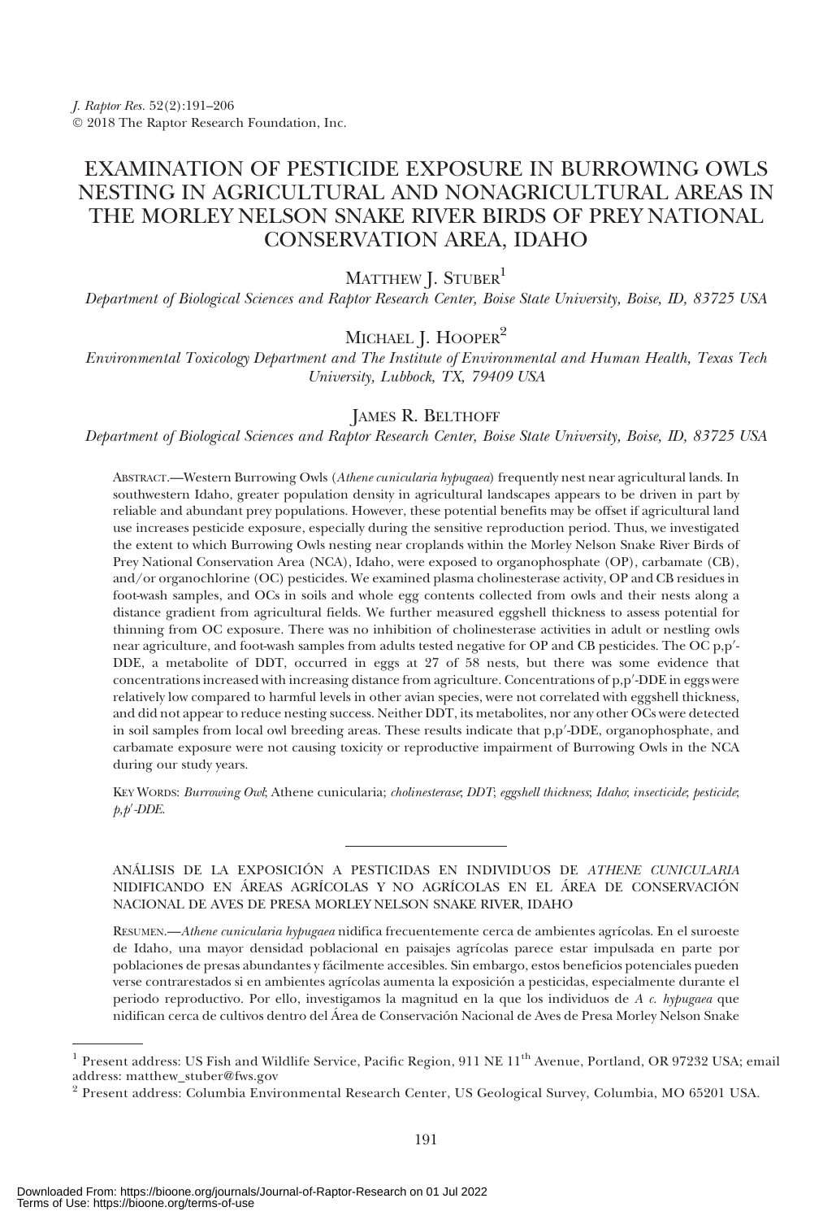# EXAMINATION OF PESTICIDE EXPOSURE IN BURROWING OWLS NESTING IN AGRICULTURAL AND NONAGRICULTURAL AREAS IN THE MORLEY NELSON SNAKE RIVER BIRDS OF PREY NATIONAL CONSERVATION AREA, IDAHO

MATTHEW J. STUBER[1]

*Department of Biological Sciences and Raptor Research Center, Boise State University, Boise, ID, 83725 USA*

MICHAEL J. HOOPER[2]

*Environmental Toxicology Department and The Institute of Environmental and Human Health, Texas Tech University, Lubbock, TX, 79409 USA*

JAMES R. BELTHOFF

*Department of Biological Sciences and Raptor Research Center, Boise State University, Boise, ID, 83725 USA*

ABSTRACT.—Western Burrowing Owls (*Athene cunicularia hypugaea*) frequently nest near agricultural lands. In southwestern Idaho, greater population density in agricultural landscapes appears to be driven in part by reliable and abundant prey populations. However, these potential benefits may be offset if agricultural land use increases pesticide exposure, especially during the sensitive reproduction period. Thus, we investigated the extent to which Burrowing Owls nesting near croplands within the Morley Nelson Snake River Birds of Prey National Conservation Area (NCA), Idaho, were exposed to organophosphate (OP), carbamate (CB), and/or organochlorine (OC) pesticides. We examined plasma cholinesterase activity, OP and CB residues in foot-wash samples, and OCs in soils and whole egg contents collected from owls and their nests along a distance gradient from agricultural fields. We further measured eggshell thickness to assess potential for thinning from OC exposure. There was no inhibition of cholinesterase activities in adult or nestling owls near agriculture, and foot-wash samples from adults tested negative for OP and CB pesticides. The OC p,p′-DDE, a metabolite of DDT, occurred in eggs at 27 of 58 nests, but there was some evidence that concentrations increased with increasing distance from agriculture. Concentrations of p,p′-DDE in eggs were relatively low compared to harmful levels in other avian species, were not correlated with eggshell thickness, and did not appear to reduce nesting success. Neither DDT, its metabolites, nor any other OCs were detected in soil samples from local owl breeding areas. These results indicate that p,p′-DDE, organophosphate, and carbamate exposure were not causing toxicity or reproductive impairment of Burrowing Owls in the NCA during our study years.

KEY WORDS: *Burrowing Owl*; Athene cunicularia; *cholinesterase*; *DDT*; *eggshell thickness*; *Idaho*; *insecticide*; *pesticide*; *p,p′-DDE*.

---

ANÁLISIS DE LA EXPOSICIÓN A PESTICIDAS EN INDIVIDUOS DE *ATHENE CUNICULARIA* NIDIFICANDO EN ÁREAS AGRÍCOLAS Y NO AGRÍCOLAS EN EL ÁREA DE CONSERVACIÓN NACIONAL DE AVES DE PRESA MORLEY NELSON SNAKE RIVER, IDAHO

RESUMEN.—*Athene cunicularia hypugaea* nidifica frecuentemente cerca de ambientes agrícolas. En el suroeste de Idaho, una mayor densidad poblacional en paisajes agrícolas parece estar impulsada en parte por poblaciones de presas abundantes y fácilmente accesibles. Sin embargo, estos beneficios potenciales pueden verse contrarestados si en ambientes agrícolas aumenta la exposición a pesticidas, especialmente durante el periodo reproductivo. Por ello, investigamos la magnitud en la que los individuos de *A c. hypugaea* que nidifican cerca de cultivos dentro del Área de Conservación Nacional de Aves de Presa Morley Nelson Snake

---

[1] Present address: US Fish and Wildlife Service, Pacific Region, 911 NE 11th Avenue, Portland, OR 97232 USA; email address: matthew_stuber@fws.gov

[2] Present address: Columbia Environmental Research Center, US Geological Survey, Columbia, MO 65201 USA.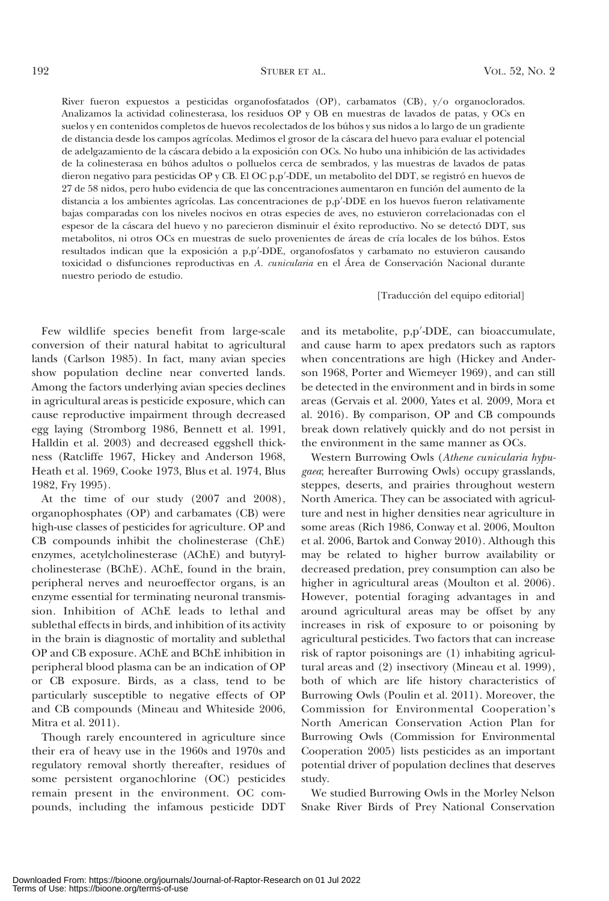River fueron expuestos a pesticidas organofosfatados (OP), carbamatos (CB), y/o organoclorados. Analizamos la actividad colinesterasa, los residuos OP y OB en muestras de lavados de patas, y OCs en suelos y en contenidos completos de huevos recolectados de los búhos y sus nidos a lo largo de un gradiente de distancia desde los campos agrícolas. Medimos el grosor de la cáscara del huevo para evaluar el potencial de adelgazamiento de la cáscara debido a la exposición con OCs. No hubo una inhibición de las actividades de la colinesterasa en búhos adultos o polluelos cerca de sembrados, y las muestras de lavados de patas dieron negativo para pesticidas OP y CB. El OC p,p′-DDE, un metabolito del DDT, se registró en huevos de 27 de 58 nidos, pero hubo evidencia de que las concentraciones aumentaron en función del aumento de la distancia a los ambientes agrícolas. Las concentraciones de p,p′-DDE en los huevos fueron relativamente bajas comparadas con los niveles nocivos en otras especies de aves, no estuvieron correlacionadas con el espesor de la cáscara del huevo y no parecieron disminuir el éxito reproductivo. No se detectó DDT, sus metabolitos, ni otros OCs en muestras de suelo provenientes de áreas de cría locales de los búhos. Estos resultados indican que la exposición a p,p′-DDE, organofosfatos y carbamato no estuvieron causando toxicidad o disfunciones reproductivas en *A. cunicularia* en el Área de Conservación Nacional durante nuestro periodo de estudio.

[Traducción del equipo editorial]

Few wildlife species benefit from large-scale conversion of their natural habitat to agricultural lands (Carlson 1985). In fact, many avian species show population decline near converted lands. Among the factors underlying avian species declines in agricultural areas is pesticide exposure, which can cause reproductive impairment through decreased egg laying (Stromborg 1986, Bennett et al. 1991, Halldin et al. 2003) and decreased eggshell thickness (Ratcliffe 1967, Hickey and Anderson 1968, Heath et al. 1969, Cooke 1973, Blus et al. 1974, Blus 1982, Fry 1995).

At the time of our study (2007 and 2008), organophosphates (OP) and carbamates (CB) were high-use classes of pesticides for agriculture. OP and CB compounds inhibit the cholinesterase (ChE) enzymes, acetylcholinesterase (AChE) and butyrylcholinesterase (BChE). AChE, found in the brain, peripheral nerves and neuroeffector organs, is an enzyme essential for terminating neuronal transmission. Inhibition of AChE leads to lethal and sublethal effects in birds, and inhibition of its activity in the brain is diagnostic of mortality and sublethal OP and CB exposure. AChE and BChE inhibition in peripheral blood plasma can be an indication of OP or CB exposure. Birds, as a class, tend to be particularly susceptible to negative effects of OP and CB compounds (Mineau and Whiteside 2006, Mitra et al. 2011).

Though rarely encountered in agriculture since their era of heavy use in the 1960s and 1970s and regulatory removal shortly thereafter, residues of some persistent organochlorine (OC) pesticides remain present in the environment. OC compounds, including the infamous pesticide DDT and its metabolite, p,p′-DDE, can bioaccumulate, and cause harm to apex predators such as raptors when concentrations are high (Hickey and Anderson 1968, Porter and Wiemeyer 1969), and can still be detected in the environment and in birds in some areas (Gervais et al. 2000, Yates et al. 2009, Mora et al. 2016). By comparison, OP and CB compounds break down relatively quickly and do not persist in the environment in the same manner as OCs.

Western Burrowing Owls (*Athene cunicularia hypugaea*; hereafter Burrowing Owls) occupy grasslands, steppes, deserts, and prairies throughout western North America. They can be associated with agriculture and nest in higher densities near agriculture in some areas (Rich 1986, Conway et al. 2006, Moulton et al. 2006, Bartok and Conway 2010). Although this may be related to higher burrow availability or decreased predation, prey consumption can also be higher in agricultural areas (Moulton et al. 2006). However, potential foraging advantages in and around agricultural areas may be offset by any increases in risk of exposure to or poisoning by agricultural pesticides. Two factors that can increase risk of raptor poisonings are (1) inhabiting agricultural areas and (2) insectivory (Mineau et al. 1999), both of which are life history characteristics of Burrowing Owls (Poulin et al. 2011). Moreover, the Commission for Environmental Cooperation's North American Conservation Action Plan for Burrowing Owls (Commission for Environmental Cooperation 2005) lists pesticides as an important potential driver of population declines that deserves study.

We studied Burrowing Owls in the Morley Nelson Snake River Birds of Prey National Conservation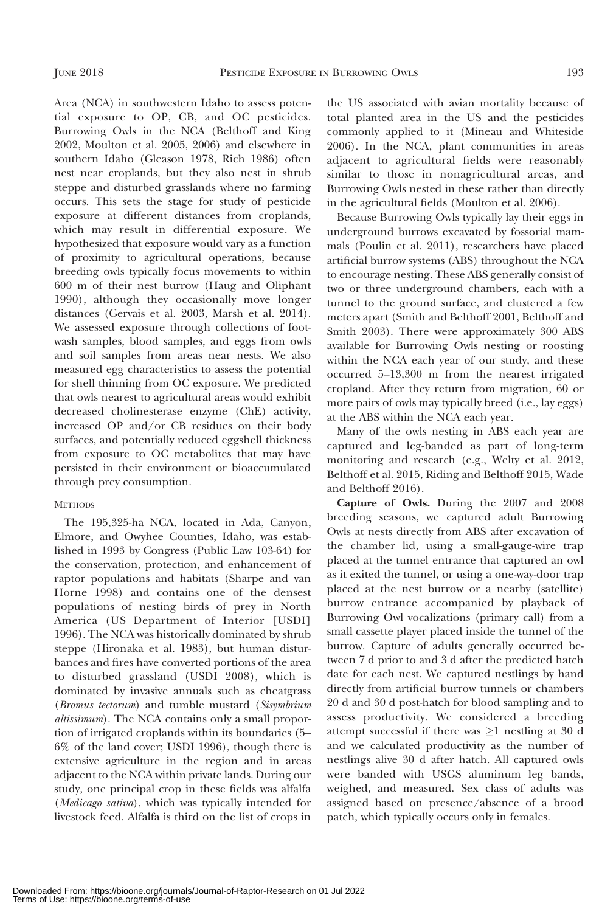Area (NCA) in southwestern Idaho to assess potential exposure to OP, CB, and OC pesticides. Burrowing Owls in the NCA (Belthoff and King 2002, Moulton et al. 2005, 2006) and elsewhere in southern Idaho (Gleason 1978, Rich 1986) often nest near croplands, but they also nest in shrub steppe and disturbed grasslands where no farming occurs. This sets the stage for study of pesticide exposure at different distances from croplands, which may result in differential exposure. We hypothesized that exposure would vary as a function of proximity to agricultural operations, because breeding owls typically focus movements to within 600 m of their nest burrow (Haug and Oliphant 1990), although they occasionally move longer distances (Gervais et al. 2003, Marsh et al. 2014). We assessed exposure through collections of footwash samples, blood samples, and eggs from owls and soil samples from areas near nests. We also measured egg characteristics to assess the potential for shell thinning from OC exposure. We predicted that owls nearest to agricultural areas would exhibit decreased cholinesterase enzyme (ChE) activity, increased OP and/or CB residues on their body surfaces, and potentially reduced eggshell thickness from exposure to OC metabolites that may have persisted in their environment or bioaccumulated through prey consumption.

## METHODS

The 195,325-ha NCA, located in Ada, Canyon, Elmore, and Owyhee Counties, Idaho, was established in 1993 by Congress (Public Law 103-64) for the conservation, protection, and enhancement of raptor populations and habitats (Sharpe and van Horne 1998) and contains one of the densest populations of nesting birds of prey in North America (US Department of Interior [USDI] 1996). The NCA was historically dominated by shrub steppe (Hironaka et al. 1983), but human disturbances and fires have converted portions of the area to disturbed grassland (USDI 2008), which is dominated by invasive annuals such as cheatgrass (*Bromus tectorum*) and tumble mustard (*Sisymbrium altissimum*). The NCA contains only a small proportion of irrigated croplands within its boundaries (5–6% of the land cover; USDI 1996), though there is extensive agriculture in the region and in areas adjacent to the NCA within private lands. During our study, one principal crop in these fields was alfalfa (*Medicago sativa*), which was typically intended for livestock feed. Alfalfa is third on the list of crops in the US associated with avian mortality because of total planted area in the US and the pesticides commonly applied to it (Mineau and Whiteside 2006). In the NCA, plant communities in areas adjacent to agricultural fields were reasonably similar to those in nonagricultural areas, and Burrowing Owls nested in these rather than directly in the agricultural fields (Moulton et al. 2006).

Because Burrowing Owls typically lay their eggs in underground burrows excavated by fossorial mammals (Poulin et al. 2011), researchers have placed artificial burrow systems (ABS) throughout the NCA to encourage nesting. These ABS generally consist of two or three underground chambers, each with a tunnel to the ground surface, and clustered a few meters apart (Smith and Belthoff 2001, Belthoff and Smith 2003). There were approximately 300 ABS available for Burrowing Owls nesting or roosting within the NCA each year of our study, and these occurred 5–13,300 m from the nearest irrigated cropland. After they return from migration, 60 or more pairs of owls may typically breed (i.e., lay eggs) at the ABS within the NCA each year.

Many of the owls nesting in ABS each year are captured and leg-banded as part of long-term monitoring and research (e.g., Welty et al. 2012, Belthoff et al. 2015, Riding and Belthoff 2015, Wade and Belthoff 2016).

**Capture of Owls.** During the 2007 and 2008 breeding seasons, we captured adult Burrowing Owls at nests directly from ABS after excavation of the chamber lid, using a small-gauge-wire trap placed at the tunnel entrance that captured an owl as it exited the tunnel, or using a one-way-door trap placed at the nest burrow or a nearby (satellite) burrow entrance accompanied by playback of Burrowing Owl vocalizations (primary call) from a small cassette player placed inside the tunnel of the burrow. Capture of adults generally occurred between 7 d prior to and 3 d after the predicted hatch date for each nest. We captured nestlings by hand directly from artificial burrow tunnels or chambers 20 d and 30 d post-hatch for blood sampling and to assess productivity. We considered a breeding attempt successful if there was $\geq$1 nestling at 30 d and we calculated productivity as the number of nestlings alive 30 d after hatch. All captured owls were banded with USGS aluminum leg bands, weighed, and measured. Sex class of adults was assigned based on presence/absence of a brood patch, which typically occurs only in females.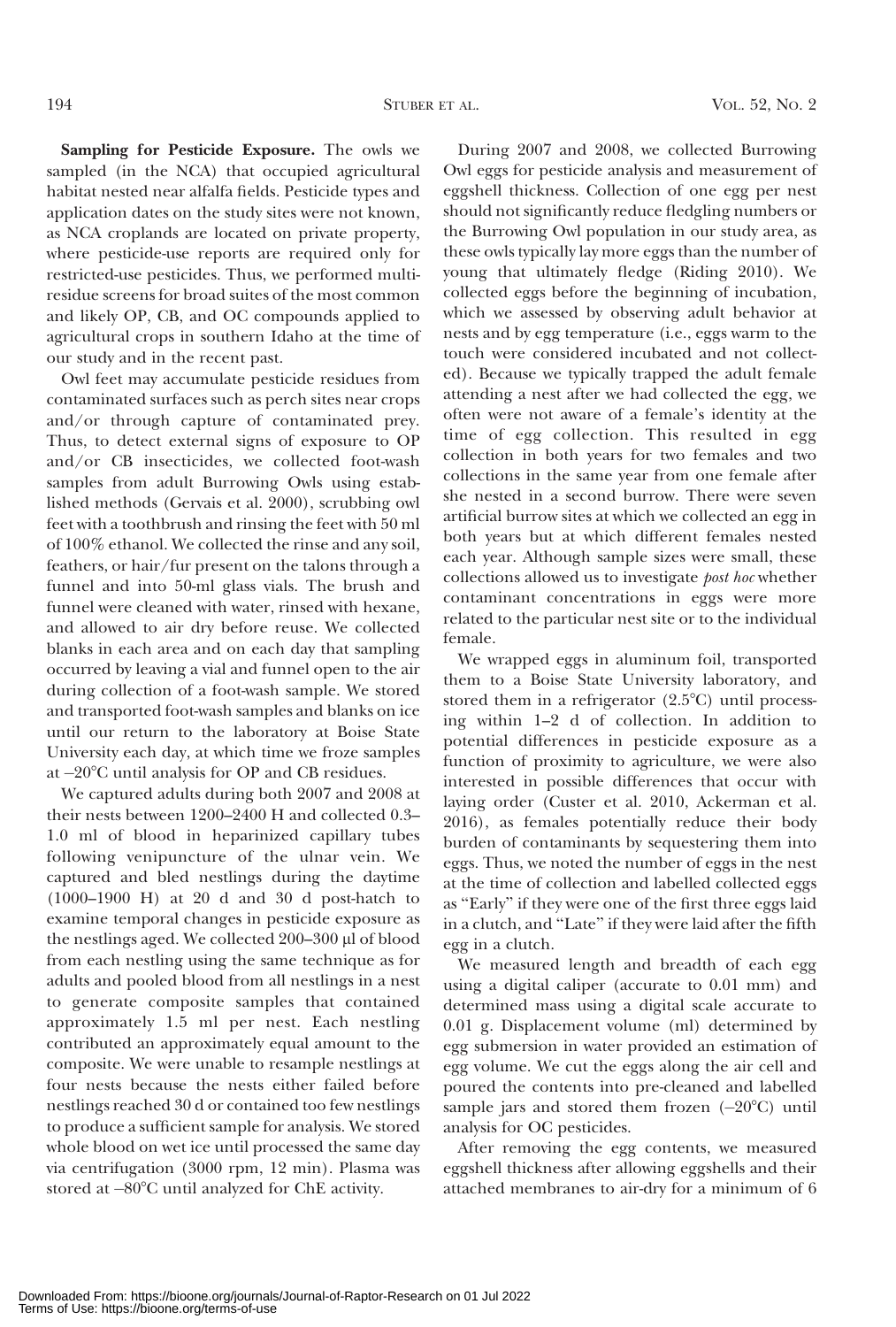**Sampling for Pesticide Exposure.** The owls we sampled (in the NCA) that occupied agricultural habitat nested near alfalfa fields. Pesticide types and application dates on the study sites were not known, as NCA croplands are located on private property, where pesticide-use reports are required only for restricted-use pesticides. Thus, we performed multi-residue screens for broad suites of the most common and likely OP, CB, and OC compounds applied to agricultural crops in southern Idaho at the time of our study and in the recent past.

Owl feet may accumulate pesticide residues from contaminated surfaces such as perch sites near crops and/or through capture of contaminated prey. Thus, to detect external signs of exposure to OP and/or CB insecticides, we collected foot-wash samples from adult Burrowing Owls using established methods (Gervais et al. 2000), scrubbing owl feet with a toothbrush and rinsing the feet with 50 ml of 100% ethanol. We collected the rinse and any soil, feathers, or hair/fur present on the talons through a funnel and into 50-ml glass vials. The brush and funnel were cleaned with water, rinsed with hexane, and allowed to air dry before reuse. We collected blanks in each area and on each day that sampling occurred by leaving a vial and funnel open to the air during collection of a foot-wash sample. We stored and transported foot-wash samples and blanks on ice until our return to the laboratory at Boise State University each day, at which time we froze samples at −20°C until analysis for OP and CB residues.

We captured adults during both 2007 and 2008 at their nests between 1200–2400 H and collected 0.3–1.0 ml of blood in heparinized capillary tubes following venipuncture of the ulnar vein. We captured and bled nestlings during the daytime (1000–1900 H) at 20 d and 30 d post-hatch to examine temporal changes in pesticide exposure as the nestlings aged. We collected 200–300 μl of blood from each nestling using the same technique as for adults and pooled blood from all nestlings in a nest to generate composite samples that contained approximately 1.5 ml per nest. Each nestling contributed an approximately equal amount to the composite. We were unable to resample nestlings at four nests because the nests either failed before nestlings reached 30 d or contained too few nestlings to produce a sufficient sample for analysis. We stored whole blood on wet ice until processed the same day via centrifugation (3000 rpm, 12 min). Plasma was stored at −80°C until analyzed for ChE activity.

During 2007 and 2008, we collected Burrowing Owl eggs for pesticide analysis and measurement of eggshell thickness. Collection of one egg per nest should not significantly reduce fledgling numbers or the Burrowing Owl population in our study area, as these owls typically lay more eggs than the number of young that ultimately fledge (Riding 2010). We collected eggs before the beginning of incubation, which we assessed by observing adult behavior at nests and by egg temperature (i.e., eggs warm to the touch were considered incubated and not collected). Because we typically trapped the adult female attending a nest after we had collected the egg, we often were not aware of a female's identity at the time of egg collection. This resulted in egg collection in both years for two females and two collections in the same year from one female after she nested in a second burrow. There were seven artificial burrow sites at which we collected an egg in both years but at which different females nested each year. Although sample sizes were small, these collections allowed us to investigate *post hoc* whether contaminant concentrations in eggs were more related to the particular nest site or to the individual female.

We wrapped eggs in aluminum foil, transported them to a Boise State University laboratory, and stored them in a refrigerator (2.5°C) until processing within 1–2 d of collection. In addition to potential differences in pesticide exposure as a function of proximity to agriculture, we were also interested in possible differences that occur with laying order (Custer et al. 2010, Ackerman et al. 2016), as females potentially reduce their body burden of contaminants by sequestering them into eggs. Thus, we noted the number of eggs in the nest at the time of collection and labelled collected eggs as "Early" if they were one of the first three eggs laid in a clutch, and "Late" if they were laid after the fifth egg in a clutch.

We measured length and breadth of each egg using a digital caliper (accurate to 0.01 mm) and determined mass using a digital scale accurate to 0.01 g. Displacement volume (ml) determined by egg submersion in water provided an estimation of egg volume. We cut the eggs along the air cell and poured the contents into pre-cleaned and labelled sample jars and stored them frozen (−20°C) until analysis for OC pesticides.

After removing the egg contents, we measured eggshell thickness after allowing eggshells and their attached membranes to air-dry for a minimum of 6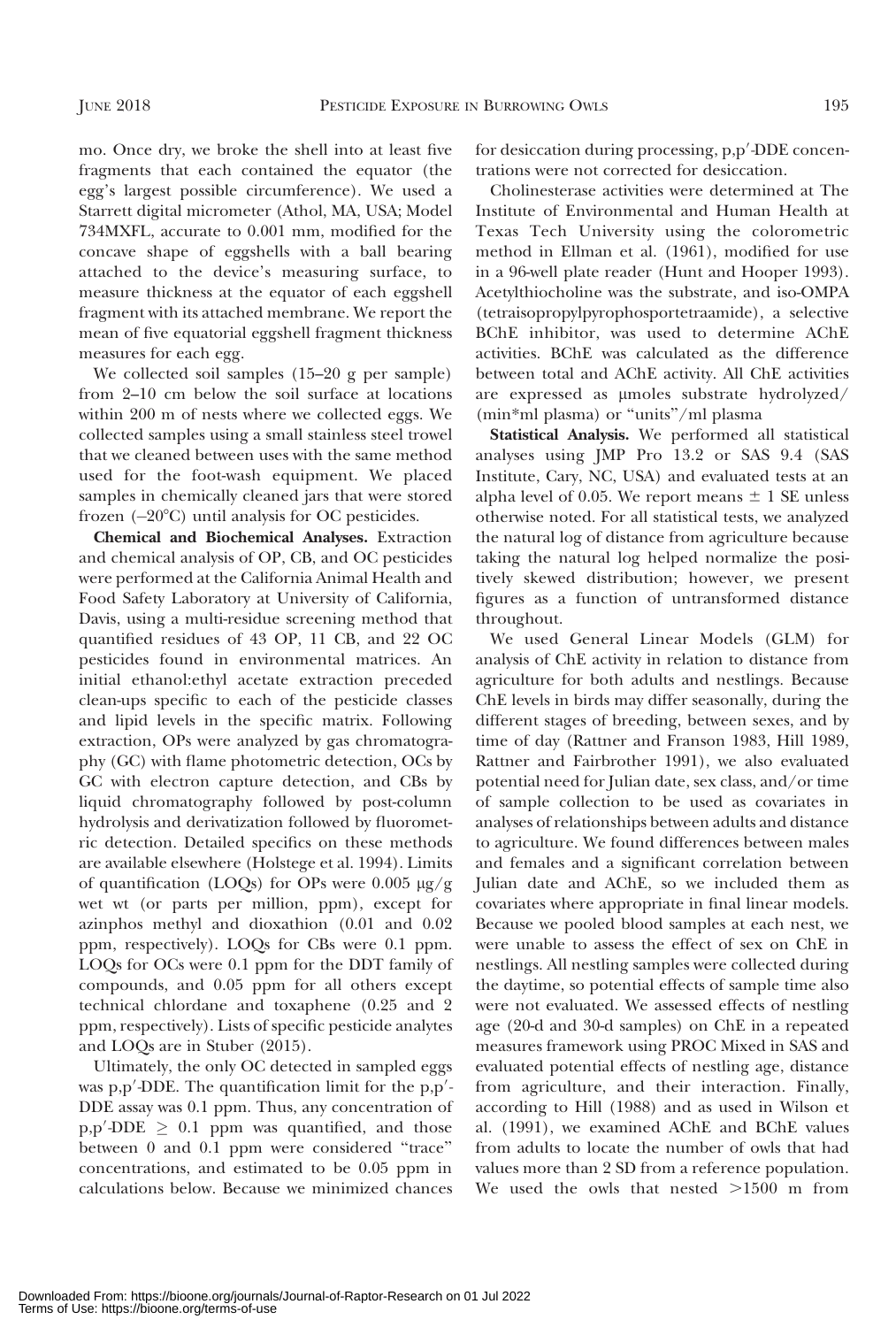mo. Once dry, we broke the shell into at least five fragments that each contained the equator (the egg's largest possible circumference). We used a Starrett digital micrometer (Athol, MA, USA; Model 734MXFL, accurate to 0.001 mm, modified for the concave shape of eggshells with a ball bearing attached to the device's measuring surface, to measure thickness at the equator of each eggshell fragment with its attached membrane. We report the mean of five equatorial eggshell fragment thickness measures for each egg.

We collected soil samples (15–20 g per sample) from 2–10 cm below the soil surface at locations within 200 m of nests where we collected eggs. We collected samples using a small stainless steel trowel that we cleaned between uses with the same method used for the foot-wash equipment. We placed samples in chemically cleaned jars that were stored frozen (–20°C) until analysis for OC pesticides.

**Chemical and Biochemical Analyses.** Extraction and chemical analysis of OP, CB, and OC pesticides were performed at the California Animal Health and Food Safety Laboratory at University of California, Davis, using a multi-residue screening method that quantified residues of 43 OP, 11 CB, and 22 OC pesticides found in environmental matrices. An initial ethanol:ethyl acetate extraction preceded clean-ups specific to each of the pesticide classes and lipid levels in the specific matrix. Following extraction, OPs were analyzed by gas chromatography (GC) with flame photometric detection, OCs by GC with electron capture detection, and CBs by liquid chromatography followed by post-column hydrolysis and derivatization followed by fluorometric detection. Detailed specifics on these methods are available elsewhere (Holstege et al. 1994). Limits of quantification (LOQs) for OPs were 0.005 μg/g wet wt (or parts per million, ppm), except for azinphos methyl and dioxathion (0.01 and 0.02 ppm, respectively). LOQs for CBs were 0.1 ppm. LOQs for OCs were 0.1 ppm for the DDT family of compounds, and 0.05 ppm for all others except technical chlordane and toxaphene (0.25 and 2 ppm, respectively). Lists of specific pesticide analytes and LOQs are in Stuber (2015).

Ultimately, the only OC detected in sampled eggs was p,p′-DDE. The quantification limit for the p,p′-DDE assay was 0.1 ppm. Thus, any concentration of p,p′-DDE $\geq$ 0.1 ppm was quantified, and those between 0 and 0.1 ppm were considered "trace" concentrations, and estimated to be 0.05 ppm in calculations below. Because we minimized chances for desiccation during processing, p,p′-DDE concentrations were not corrected for desiccation.

Cholinesterase activities were determined at The Institute of Environmental and Human Health at Texas Tech University using the colorometric method in Ellman et al. (1961), modified for use in a 96-well plate reader (Hunt and Hooper 1993). Acetylthiocholine was the substrate, and iso-OMPA (tetraisopropylpyrophosportetraamide), a selective BChE inhibitor, was used to determine AChE activities. BChE was calculated as the difference between total and AChE activity. All ChE activities are expressed as μmoles substrate hydrolyzed/(min*ml plasma) or "units"/ml plasma

**Statistical Analysis.** We performed all statistical analyses using JMP Pro 13.2 or SAS 9.4 (SAS Institute, Cary, NC, USA) and evaluated tests at an alpha level of 0.05. We report means $\pm$ 1 SE unless otherwise noted. For all statistical tests, we analyzed the natural log of distance from agriculture because taking the natural log helped normalize the positively skewed distribution; however, we present figures as a function of untransformed distance throughout.

We used General Linear Models (GLM) for analysis of ChE activity in relation to distance from agriculture for both adults and nestlings. Because ChE levels in birds may differ seasonally, during the different stages of breeding, between sexes, and by time of day (Rattner and Franson 1983, Hill 1989, Rattner and Fairbrother 1991), we also evaluated potential need for Julian date, sex class, and/or time of sample collection to be used as covariates in analyses of relationships between adults and distance to agriculture. We found differences between males and females and a significant correlation between Julian date and AChE, so we included them as covariates where appropriate in final linear models. Because we pooled blood samples at each nest, we were unable to assess the effect of sex on ChE in nestlings. All nestling samples were collected during the daytime, so potential effects of sample time also were not evaluated. We assessed effects of nestling age (20-d and 30-d samples) on ChE in a repeated measures framework using PROC Mixed in SAS and evaluated potential effects of nestling age, distance from agriculture, and their interaction. Finally, according to Hill (1988) and as used in Wilson et al. (1991), we examined AChE and BChE values from adults to locate the number of owls that had values more than 2 SD from a reference population. We used the owls that nested >1500 m from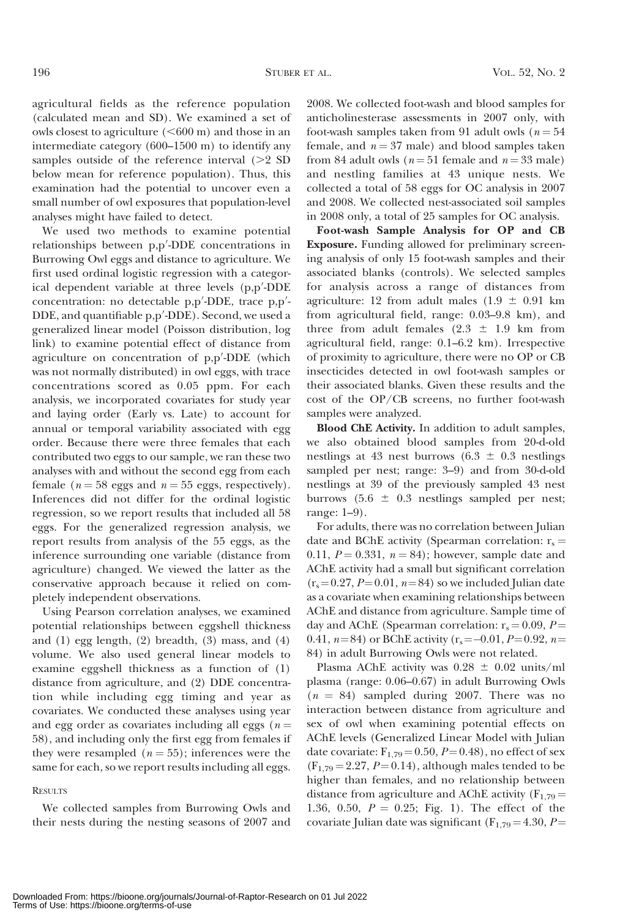agricultural fields as the reference population (calculated mean and SD). We examined a set of owls closest to agriculture (<600 m) and those in an intermediate category (600–1500 m) to identify any samples outside of the reference interval (>2 SD below mean for reference population). Thus, this examination had the potential to uncover even a small number of owl exposures that population-level analyses might have failed to detect.

We used two methods to examine potential relationships between p,p′-DDE concentrations in Burrowing Owl eggs and distance to agriculture. We first used ordinal logistic regression with a categorical dependent variable at three levels (p,p′-DDE concentration: no detectable p,p′-DDE, trace p,p′-DDE, and quantifiable p,p′-DDE). Second, we used a generalized linear model (Poisson distribution, log link) to examine potential effect of distance from agriculture on concentration of p,p′-DDE (which was not normally distributed) in owl eggs, with trace concentrations scored as 0.05 ppm. For each analysis, we incorporated covariates for study year and laying order (Early vs. Late) to account for annual or temporal variability associated with egg order. Because there were three females that each contributed two eggs to our sample, we ran these two analyses with and without the second egg from each female ($n = 58$ eggs and $n = 55$ eggs, respectively). Inferences did not differ for the ordinal logistic regression, so we report results that included all 58 eggs. For the generalized regression analysis, we report results from analysis of the 55 eggs, as the inference surrounding one variable (distance from agriculture) changed. We viewed the latter as the conservative approach because it relied on completely independent observations.

Using Pearson correlation analyses, we examined potential relationships between eggshell thickness and (1) egg length, (2) breadth, (3) mass, and (4) volume. We also used general linear models to examine eggshell thickness as a function of (1) distance from agriculture, and (2) DDE concentration while including egg timing and year as covariates. We conducted these analyses using year and egg order as covariates including all eggs ($n = 58$), and including only the first egg from females if they were resampled ($n = 55$); inferences were the same for each, so we report results including all eggs.

## RESULTS

We collected samples from Burrowing Owls and their nests during the nesting seasons of 2007 and 2008. We collected foot-wash and blood samples for anticholinesterase assessments in 2007 only, with foot-wash samples taken from 91 adult owls ($n = 54$ female, and $n = 37$ male) and blood samples taken from 84 adult owls ($n = 51$ female and $n = 33$ male) and nestling families at 43 unique nests. We collected a total of 58 eggs for OC analysis in 2007 and 2008. We collected nest-associated soil samples in 2008 only, a total of 25 samples for OC analysis.

**Foot-wash Sample Analysis for OP and CB Exposure.** Funding allowed for preliminary screening analysis of only 15 foot-wash samples and their associated blanks (controls). We selected samples for analysis across a range of distances from agriculture: 12 from adult males (1.9 ± 0.91 km from agricultural field, range: 0.03–9.8 km), and three from adult females (2.3 ± 1.9 km from agricultural field, range: 0.1–6.2 km). Irrespective of proximity to agriculture, there were no OP or CB insecticides detected in owl foot-wash samples or their associated blanks. Given these results and the cost of the OP/CB screens, no further foot-wash samples were analyzed.

**Blood ChE Activity.** In addition to adult samples, we also obtained blood samples from 20-d-old nestlings at 43 nest burrows (6.3 ± 0.3 nestlings sampled per nest; range: 3–9) and from 30-d-old nestlings at 39 of the previously sampled 43 nest burrows (5.6 ± 0.3 nestlings sampled per nest; range: 1–9).

For adults, there was no correlation between Julian date and BChE activity (Spearman correlation: $r_s = 0.11$, $P = 0.331$, $n = 84$); however, sample date and AChE activity had a small but significant correlation ($r_s = 0.27$, $P = 0.01$, $n = 84$) so we included Julian date as a covariate when examining relationships between AChE and distance from agriculture. Sample time of day and AChE (Spearman correlation: $r_s = 0.09$, $P = 0.41$, $n = 84$) or BChE activity ($r_s = -0.01$, $P = 0.92$, $n = 84$) in adult Burrowing Owls were not related.

Plasma AChE activity was 0.28 ± 0.02 units/ml plasma (range: 0.06–0.67) in adult Burrowing Owls ($n = 84$) sampled during 2007. There was no interaction between distance from agriculture and sex of owl when examining potential effects on AChE levels (Generalized Linear Model with Julian date covariate: $F_{1,79} = 0.50$, $P = 0.48$), no effect of sex ($F_{1,79} = 2.27$, $P = 0.14$), although males tended to be higher than females, and no relationship between distance from agriculture and AChE activity ($F_{1,79} = 1.36$, 0.50, $P = 0.25$; Fig. 1). The effect of the covariate Julian date was significant ($F_{1,79} = 4.30$, $P =$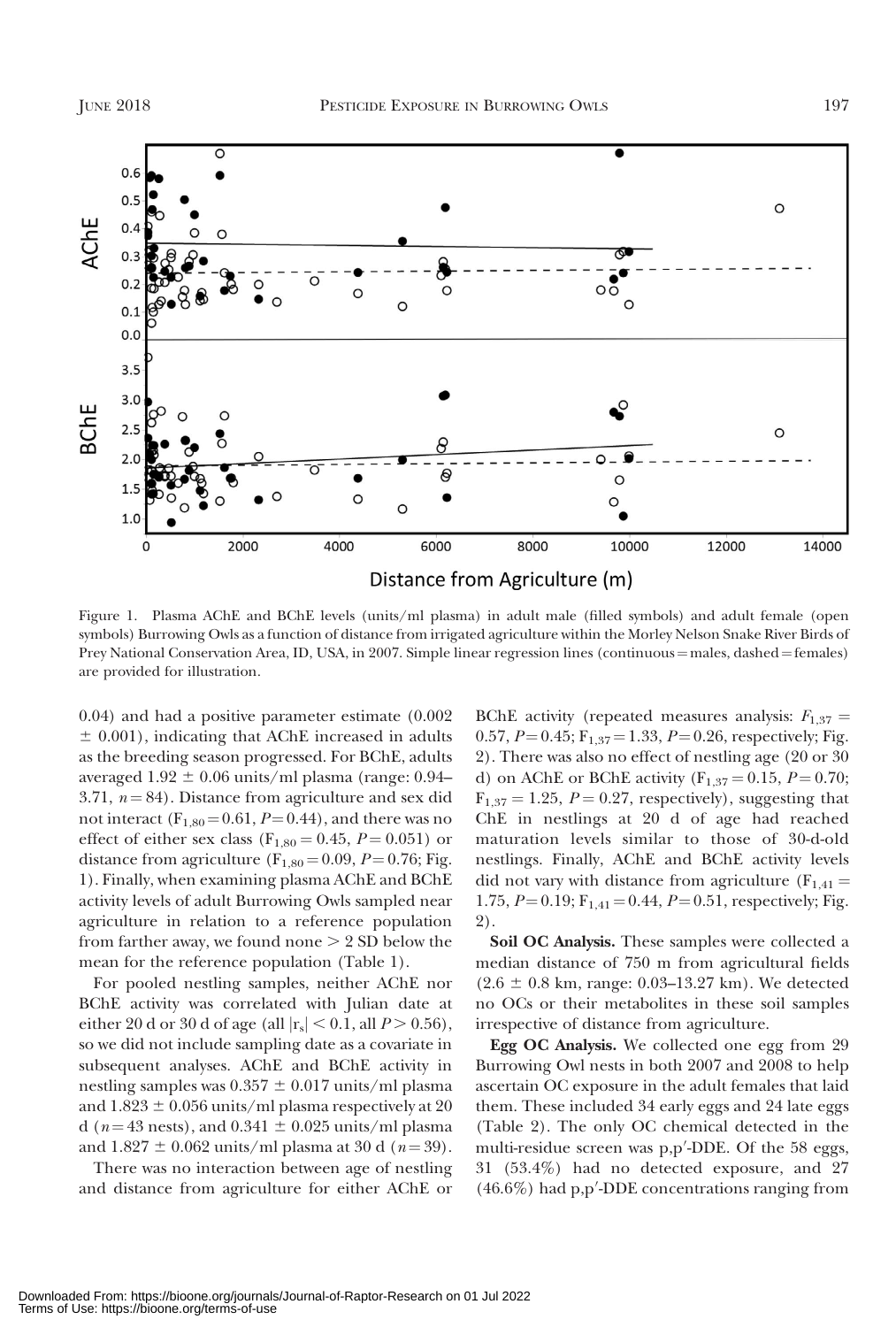Figure 1. Plasma AChE and BChE levels (units/ml plasma) in adult male (filled symbols) and adult female (open symbols) Burrowing Owls as a function of distance from irrigated agriculture within the Morley Nelson Snake River Birds of Prey National Conservation Area, ID, USA, in 2007. Simple linear regression lines (continuous = males, dashed = females) are provided for illustration.

0.04) and had a positive parameter estimate (0.002 ± 0.001), indicating that AChE increased in adults as the breeding season progressed. For BChE, adults averaged 1.92 ± 0.06 units/ml plasma (range: 0.94–3.71, $n = 84$). Distance from agriculture and sex did not interact ($F_{1,80} = 0.61$, $P = 0.44$), and there was no effect of either sex class ($F_{1,80} = 0.45$, $P = 0.051$) or distance from agriculture ($F_{1,80} = 0.09$, $P = 0.76$; Fig. 1). Finally, when examining plasma AChE and BChE activity levels of adult Burrowing Owls sampled near agriculture in relation to a reference population from farther away, we found none > 2 SD below the mean for the reference population (Table 1).

For pooled nestling samples, neither AChE nor BChE activity was correlated with Julian date at either 20 d or 30 d of age (all $|r_s| < 0.1$, all $P > 0.56$), so we did not include sampling date as a covariate in subsequent analyses. AChE and BChE activity in nestling samples was 0.357 ± 0.017 units/ml plasma and 1.823 ± 0.056 units/ml plasma respectively at 20 d ($n = 43$ nests), and 0.341 ± 0.025 units/ml plasma and 1.827 ± 0.062 units/ml plasma at 30 d ($n = 39$).

There was no interaction between age of nestling and distance from agriculture for either AChE or BChE activity (repeated measures analysis: $F_{1,37} = 0.57$, $P = 0.45$; $F_{1,37} = 1.33$, $P = 0.26$, respectively; Fig. 2). There was also no effect of nestling age (20 or 30 d) on AChE or BChE activity ($F_{1,37} = 0.15$, $P = 0.70$; $F_{1,37} = 1.25$, $P = 0.27$, respectively), suggesting that ChE in nestlings at 20 d of age had reached maturation levels similar to those of 30-d-old nestlings. Finally, AChE and BChE activity levels did not vary with distance from agriculture ($F_{1,41} = 1.75$, $P = 0.19$; $F_{1,41} = 0.44$, $P = 0.51$, respectively; Fig. 2).

**Soil OC Analysis.** These samples were collected a median distance of 750 m from agricultural fields (2.6 ± 0.8 km, range: 0.03–13.27 km). We detected no OCs or their metabolites in these soil samples irrespective of distance from agriculture.

**Egg OC Analysis.** We collected one egg from 29 Burrowing Owl nests in both 2007 and 2008 to help ascertain OC exposure in the adult females that laid them. These included 34 early eggs and 24 late eggs (Table 2). The only OC chemical detected in the multi-residue screen was p,p′-DDE. Of the 58 eggs, 31 (53.4%) had no detected exposure, and 27 (46.6%) had p,p′-DDE concentrations ranging from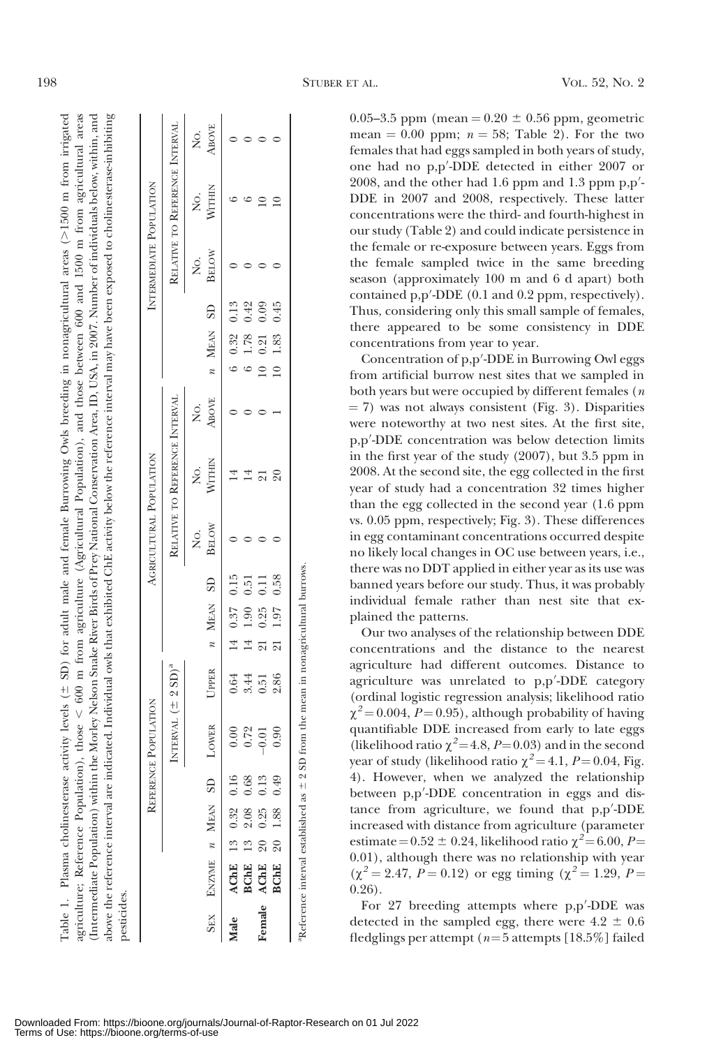Table 1. Plasma cholinesterase activity levels (± SD) for adult male and female Burrowing Owls breeding in nonagricultural areas (>1500 m from irrigated agriculture; Reference Population), those < 600 m from agriculture (Agricultural Population), and those between 600 and 1500 m from agricultural areas (Intermediate Population) within the Morley Nelson Snake River Birds of Prey National Conservation Area, ID, USA, in 2007. Number of individuals below, within, and above the reference interval are indicated. Individual owls that exhibited ChE activity below the reference interval may have been exposed to cholinesterase-inhibiting pesticides.

| Sex | Enzyme | Reference Population | | | | | Agricultural Population | | | | | | Intermediate Population | | | | | |
|---|---|---|---|---|---|---|---|---|---|---|---|---|---|---|---|---|---|---|
| | | | | | Interval (± 2 SD)[a] | | | | | Relative to Reference Interval | | | | | | Relative to Reference Interval | | |
| | | *n* | Mean | SD | Lower | Upper | *n* | Mean | SD | No. Below | No. Within | No. Above | *n* | Mean | SD | No. Below | No. Within | No. Above |
| **Male** | **AChE** | 13 | 0.32 | 0.16 | 0.00 | 0.64 | 14 | 0.37 | 0.15 | 0 | 14 | 0 | 6 | 0.32 | 0.13 | 0 | 6 | 0 |
| | **BChE** | 13 | 2.08 | 0.68 | 0.72 | 3.44 | 14 | 1.90 | 0.51 | 0 | 14 | 0 | 6 | 1.78 | 0.42 | 0 | 6 | 0 |
| **Female** | **AChE** | 20 | 0.25 | 0.13 | −0.01 | 0.51 | 21 | 0.25 | 0.11 | 0 | 21 | 0 | 10 | 0.21 | 0.09 | 0 | 10 | 0 |
| | **BChE** | 20 | 1.88 | 0.49 | 0.90 | 2.86 | 21 | 1.97 | 0.58 | 0 | 20 | 1 | 10 | 1.83 | 0.45 | 0 | 10 | 0 |

[a]Reference interval established as ± 2 SD from the mean in nonagricultural burrows.

0.05–3.5 ppm (mean = 0.20 ± 0.56 ppm, geometric mean = 0.00 ppm; $n = 58$; Table 2). For the two females that had eggs sampled in both years of study, one had no p,p′-DDE detected in either 2007 or 2008, and the other had 1.6 ppm and 1.3 ppm p,p′-DDE in 2007 and 2008, respectively. These latter concentrations were the third- and fourth-highest in our study (Table 2) and could indicate persistence in the female or re-exposure between years. Eggs from the female sampled twice in the same breeding season (approximately 100 m and 6 d apart) both contained p,p′-DDE (0.1 and 0.2 ppm, respectively). Thus, considering only this small sample of females, there appeared to be some consistency in DDE concentrations from year to year.

Concentration of p,p′-DDE in Burrowing Owl eggs from artificial burrow nest sites that we sampled in both years but were occupied by different females ($n = 7$) was not always consistent (Fig. 3). Disparities were noteworthy at two nest sites. At the first site, p,p′-DDE concentration was below detection limits in the first year of the study (2007), but 3.5 ppm in 2008. At the second site, the egg collected in the first year of study had a concentration 32 times higher than the egg collected in the second year (1.6 ppm vs. 0.05 ppm, respectively; Fig. 3). These differences in egg contaminant concentrations occurred despite no likely local changes in OC use between years, i.e., there was no DDT applied in either year as its use was banned years before our study. Thus, it was probably individual female rather than nest site that explained the patterns.

Our two analyses of the relationship between DDE concentrations and the distance to the nearest agriculture had different outcomes. Distance to agriculture was unrelated to p,p′-DDE category (ordinal logistic regression analysis; likelihood ratio $\chi^2 = 0.004$, $P = 0.95$), although probability of having quantifiable DDE increased from early to late eggs (likelihood ratio $\chi^2 = 4.8$, $P = 0.03$) and in the second year of study (likelihood ratio $\chi^2 = 4.1$, $P = 0.04$, Fig. 4). However, when we analyzed the relationship between p,p′-DDE concentration in eggs and distance from agriculture, we found that p,p′-DDE increased with distance from agriculture (parameter estimate = 0.52 ± 0.24, likelihood ratio $\chi^2 = 6.00$, $P = 0.01$), although there was no relationship with year ($\chi^2 = 2.47$, $P = 0.12$) or egg timing ($\chi^2 = 1.29$, $P = 0.26$).

For 27 breeding attempts where p,p′-DDE was detected in the sampled egg, there were 4.2 ± 0.6 fledglings per attempt ($n = 5$ attempts [18.5%] failed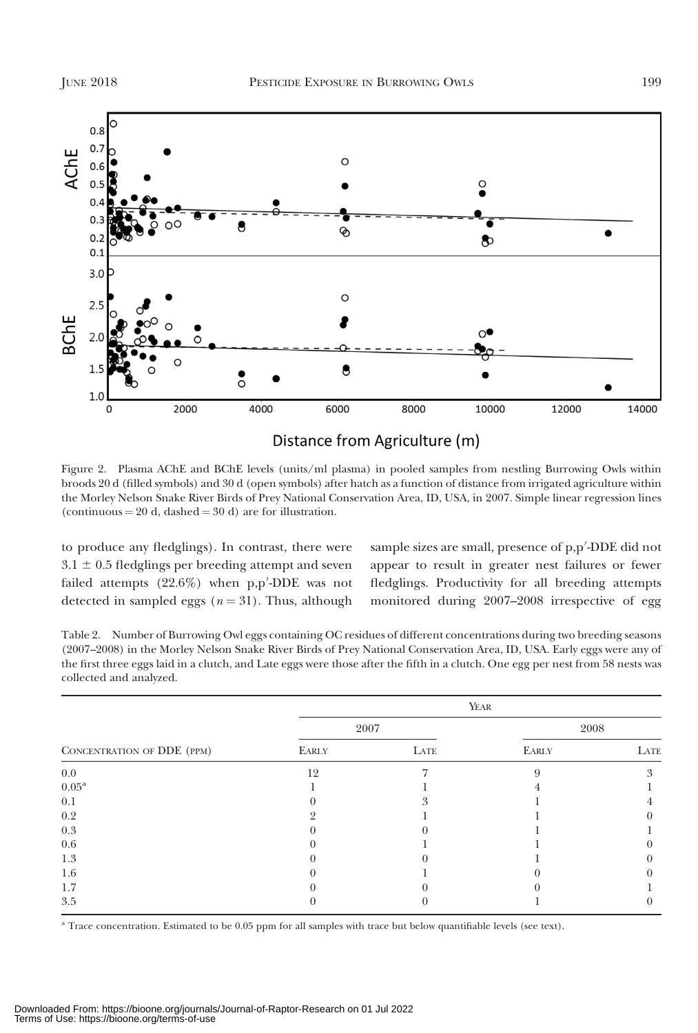Figure 2. Plasma AChE and BChE levels (units/ml plasma) in pooled samples from nestling Burrowing Owls within broods 20 d (filled symbols) and 30 d (open symbols) after hatch as a function of distance from irrigated agriculture within the Morley Nelson Snake River Birds of Prey National Conservation Area, ID, USA, in 2007. Simple linear regression lines (continuous = 20 d, dashed = 30 d) are for illustration.

to produce any fledglings). In contrast, there were 3.1 ± 0.5 fledglings per breeding attempt and seven failed attempts (22.6%) when p,p′-DDE was not detected in sampled eggs ($n = 31$). Thus, although sample sizes are small, presence of p,p′-DDE did not appear to result in greater nest failures or fewer fledglings. Productivity for all breeding attempts monitored during 2007–2008 irrespective of egg

Table 2. Number of Burrowing Owl eggs containing OC residues of different concentrations during two breeding seasons (2007–2008) in the Morley Nelson Snake River Birds of Prey National Conservation Area, ID, USA. Early eggs were any of the first three eggs laid in a clutch, and Late eggs were those after the fifth in a clutch. One egg per nest from 58 nests was collected and analyzed.

| | Year | | | |
|---|---|---|---|---|
| | 2007 | | 2008 | |
| Concentration of DDE (ppm) | Early | Late | Early | Late |
| 0.0 | 12 | 7 | 9 | 3 |
| 0.05[a] | 1 | 1 | 4 | 1 |
| 0.1 | 0 | 3 | 1 | 4 |
| 0.2 | 2 | 1 | 1 | 0 |
| 0.3 | 0 | 0 | 1 | 1 |
| 0.6 | 0 | 1 | 1 | 0 |
| 1.3 | 0 | 0 | 1 | 0 |
| 1.6 | 0 | 1 | 0 | 0 |
| 1.7 | 0 | 0 | 0 | 1 |
| 3.5 | 0 | 0 | 1 | 0 |

[a] Trace concentration. Estimated to be 0.05 ppm for all samples with trace but below quantifiable levels (see text).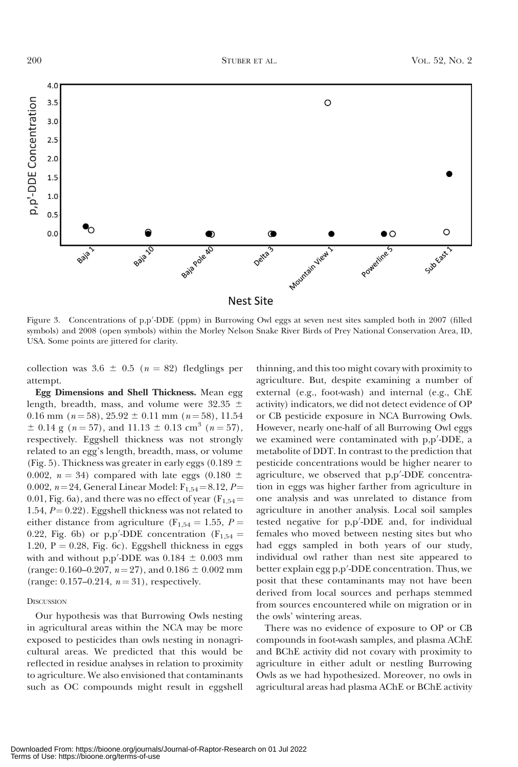Figure 3. Concentrations of p,p′-DDE (ppm) in Burrowing Owl eggs at seven nest sites sampled both in 2007 (filled symbols) and 2008 (open symbols) within the Morley Nelson Snake River Birds of Prey National Conservation Area, ID, USA. Some points are jittered for clarity.

collection was $3.6 \pm 0.5$ ($n = 82$) fledglings per attempt.

**Egg Dimensions and Shell Thickness.** Mean egg length, breadth, mass, and volume were $32.35 \pm 0.16$ mm ($n = 58$), $25.92 \pm 0.11$ mm ($n = 58$), $11.54 \pm 0.14$ g ($n = 57$), and $11.13 \pm 0.13$ cm$^3$ ($n = 57$), respectively. Eggshell thickness was not strongly related to an egg's length, breadth, mass, or volume (Fig. 5). Thickness was greater in early eggs ($0.189 \pm 0.002$, $n = 34$) compared with late eggs ($0.180 \pm 0.002$, $n = 24$, General Linear Model: $F_{1,54} = 8.12$, $P = 0.01$, Fig. 6a), and there was no effect of year ($F_{1,54} = 1.54$, $P = 0.22$). Eggshell thickness was not related to either distance from agriculture ($F_{1,54} = 1.55$, $P = 0.22$, Fig. 6b) or p,p′-DDE concentration ($F_{1,54} = 1.20$, $P = 0.28$, Fig. 6c). Eggshell thickness in eggs with and without p,p′-DDE was $0.184 \pm 0.003$ mm (range: 0.160–0.207, $n = 27$), and $0.186 \pm 0.002$ mm (range: 0.157–0.214, $n = 31$), respectively.

## Discussion

Our hypothesis was that Burrowing Owls nesting in agricultural areas within the NCA may be more exposed to pesticides than owls nesting in nonagricultural areas. We predicted that this would be reflected in residue analyses in relation to proximity to agriculture. We also envisioned that contaminants such as OC compounds might result in eggshell thinning, and this too might covary with proximity to agriculture. But, despite examining a number of external (e.g., foot-wash) and internal (e.g., ChE activity) indicators, we did not detect evidence of OP or CB pesticide exposure in NCA Burrowing Owls. However, nearly one-half of all Burrowing Owl eggs we examined were contaminated with p,p′-DDE, a metabolite of DDT. In contrast to the prediction that pesticide concentrations would be higher nearer to agriculture, we observed that p,p′-DDE concentration in eggs was higher farther from agriculture in one analysis and was unrelated to distance from agriculture in another analysis. Local soil samples tested negative for p,p′-DDE and, for individual females who moved between nesting sites but who had eggs sampled in both years of our study, individual owl rather than nest site appeared to better explain egg p,p′-DDE concentration. Thus, we posit that these contaminants may not have been derived from local sources and perhaps stemmed from sources encountered while on migration or in the owls' wintering areas.

There was no evidence of exposure to OP or CB compounds in foot-wash samples, and plasma AChE and BChE activity did not covary with proximity to agriculture in either adult or nestling Burrowing Owls as we had hypothesized. Moreover, no owls in agricultural areas had plasma AChE or BChE activity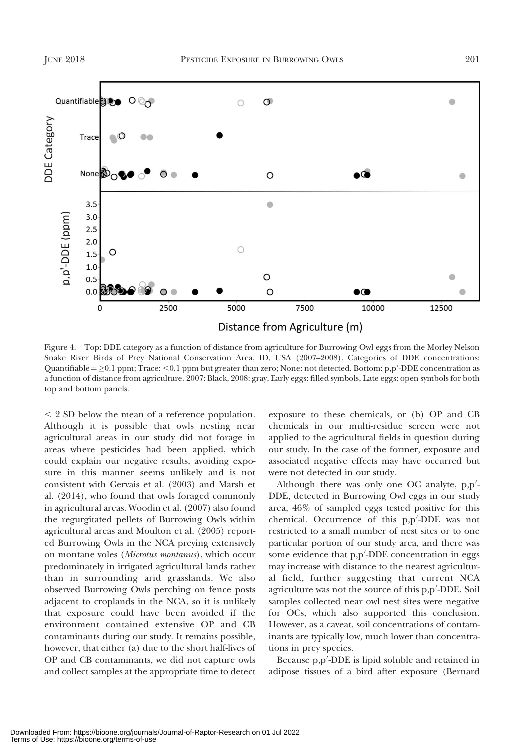Figure 4. Top: DDE category as a function of distance from agriculture for Burrowing Owl eggs from the Morley Nelson Snake River Birds of Prey National Conservation Area, ID, USA (2007–2008). Categories of DDE concentrations: Quantifiable = ≥0.1 ppm; Trace: <0.1 ppm but greater than zero; None: not detected. Bottom: p,p′-DDE concentration as a function of distance from agriculture. 2007: Black, 2008: gray, Early eggs: filled symbols, Late eggs: open symbols for both top and bottom panels.

< 2 SD below the mean of a reference population. Although it is possible that owls nesting near agricultural areas in our study did not forage in areas where pesticides had been applied, which could explain our negative results, avoiding exposure in this manner seems unlikely and is not consistent with Gervais et al. (2003) and Marsh et al. (2014), who found that owls foraged commonly in agricultural areas. Woodin et al. (2007) also found the regurgitated pellets of Burrowing Owls within agricultural areas and Moulton et al. (2005) reported Burrowing Owls in the NCA preying extensively on montane voles (*Microtus montanus*), which occur predominately in irrigated agricultural lands rather than in surrounding arid grasslands. We also observed Burrowing Owls perching on fence posts adjacent to croplands in the NCA, so it is unlikely that exposure could have been avoided if the environment contained extensive OP and CB contaminants during our study. It remains possible, however, that either (a) due to the short half-lives of OP and CB contaminants, we did not capture owls and collect samples at the appropriate time to detect exposure to these chemicals, or (b) OP and CB chemicals in our multi-residue screen were not applied to the agricultural fields in question during our study. In the case of the former, exposure and associated negative effects may have occurred but were not detected in our study.

Although there was only one OC analyte, p,p′-DDE, detected in Burrowing Owl eggs in our study area, 46% of sampled eggs tested positive for this chemical. Occurrence of this p,p′-DDE was not restricted to a small number of nest sites or to one particular portion of our study area, and there was some evidence that p,p′-DDE concentration in eggs may increase with distance to the nearest agricultural field, further suggesting that current NCA agriculture was not the source of this p,p′-DDE. Soil samples collected near owl nest sites were negative for OCs, which also supported this conclusion. However, as a caveat, soil concentrations of contaminants are typically low, much lower than concentrations in prey species.

Because p,p′-DDE is lipid soluble and retained in adipose tissues of a bird after exposure (Bernard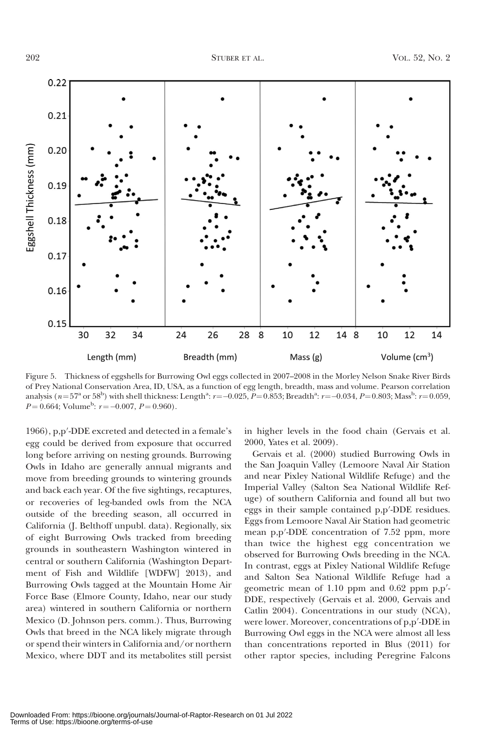Figure 5. Thickness of eggshells for Burrowing Owl eggs collected in 2007–2008 in the Morley Nelson Snake River Birds of Prey National Conservation Area, ID, USA, as a function of egg length, breadth, mass and volume. Pearson correlation analysis ($n = 57^{a}$ or $58^{b}$) with shell thickness: Length[a]: $r = -0.025$, $P = 0.853$; Breadth[a]: $r = -0.034$, $P = 0.803$; Mass[b]: $r = 0.059$, $P = 0.664$; Volume[b]: $r = -0.007$, $P = 0.960$).

1966), p,p′-DDE excreted and detected in a female's egg could be derived from exposure that occurred long before arriving on nesting grounds. Burrowing Owls in Idaho are generally annual migrants and move from breeding grounds to wintering grounds and back each year. Of the five sightings, recaptures, or recoveries of leg-banded owls from the NCA outside of the breeding season, all occurred in California (J. Belthoff unpubl. data). Regionally, six of eight Burrowing Owls tracked from breeding grounds in southeastern Washington wintered in central or southern California (Washington Department of Fish and Wildlife [WDFW] 2013), and Burrowing Owls tagged at the Mountain Home Air Force Base (Elmore County, Idaho, near our study area) wintered in southern California or northern Mexico (D. Johnson pers. comm.). Thus, Burrowing Owls that breed in the NCA likely migrate through or spend their winters in California and/or northern Mexico, where DDT and its metabolites still persist in higher levels in the food chain (Gervais et al. 2000, Yates et al. 2009).

Gervais et al. (2000) studied Burrowing Owls in the San Joaquin Valley (Lemoore Naval Air Station and near Pixley National Wildlife Refuge) and the Imperial Valley (Salton Sea National Wildlife Refuge) of southern California and found all but two eggs in their sample contained p,p′-DDE residues. Eggs from Lemoore Naval Air Station had geometric mean p,p′-DDE concentration of 7.52 ppm, more than twice the highest egg concentration we observed for Burrowing Owls breeding in the NCA. In contrast, eggs at Pixley National Wildlife Refuge and Salton Sea National Wildlife Refuge had a geometric mean of 1.10 ppm and 0.62 ppm p,p′-DDE, respectively (Gervais et al. 2000, Gervais and Catlin 2004). Concentrations in our study (NCA), were lower. Moreover, concentrations of p,p′-DDE in Burrowing Owl eggs in the NCA were almost all less than concentrations reported in Blus (2011) for other raptor species, including Peregrine Falcons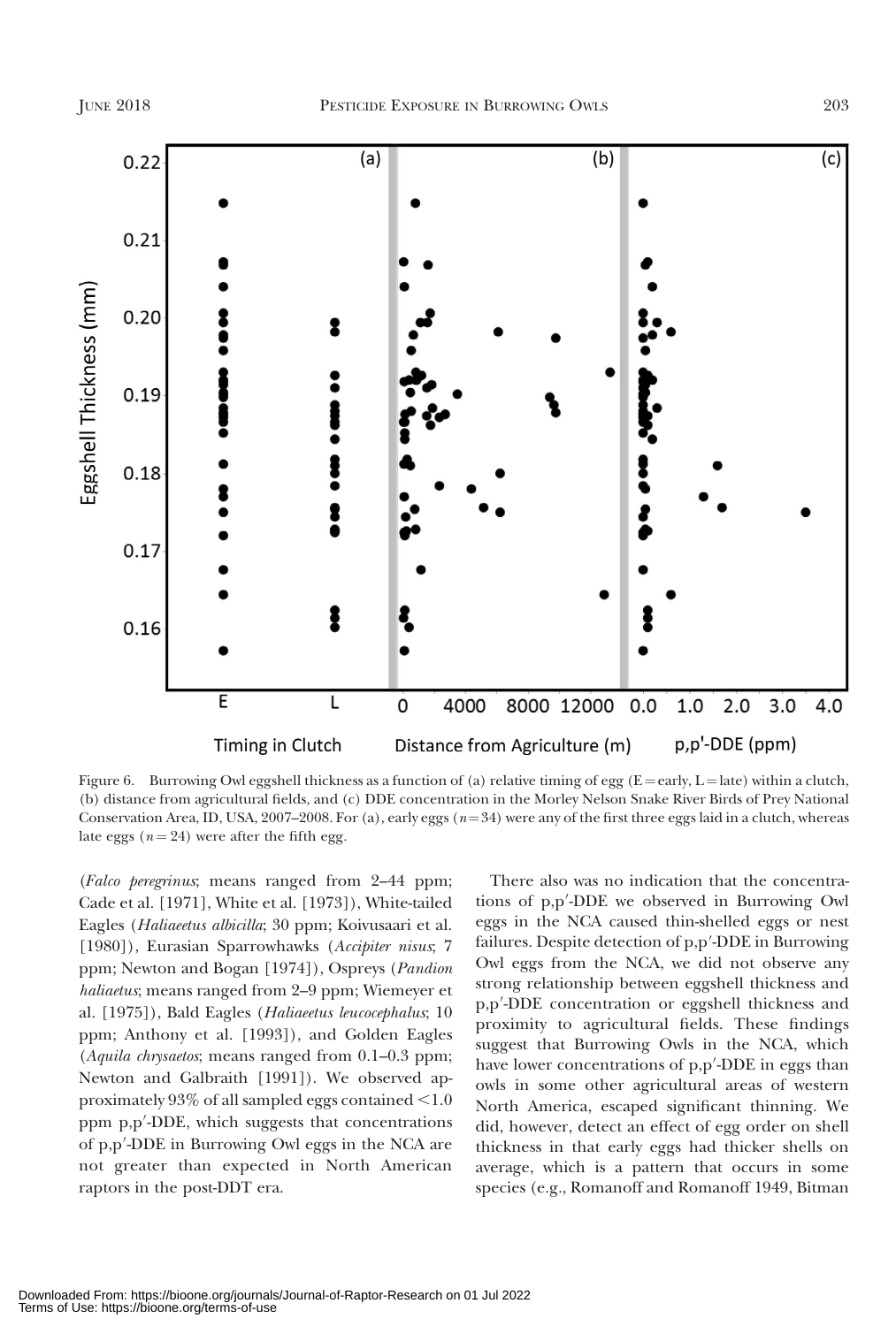Figure 6. Burrowing Owl eggshell thickness as a function of (a) relative timing of egg (E = early, L = late) within a clutch, (b) distance from agricultural fields, and (c) DDE concentration in the Morley Nelson Snake River Birds of Prey National Conservation Area, ID, USA, 2007–2008. For (a), early eggs ($n = 34$) were any of the first three eggs laid in a clutch, whereas late eggs ($n = 24$) were after the fifth egg.

(*Falco peregrinus*; means ranged from 2–44 ppm; Cade et al. [1971], White et al. [1973]), White-tailed Eagles (*Haliaeetus albicilla*; 30 ppm; Koivusaari et al. [1980]), Eurasian Sparrowhawks (*Accipiter nisus*; 7 ppm; Newton and Bogan [1974]), Ospreys (*Pandion haliaetus*; means ranged from 2–9 ppm; Wiemeyer et al. [1975]), Bald Eagles (*Haliaeetus leucocephalus*; 10 ppm; Anthony et al. [1993]), and Golden Eagles (*Aquila chrysaetos*; means ranged from 0.1–0.3 ppm; Newton and Galbraith [1991]). We observed approximately 93% of all sampled eggs contained <1.0 ppm p,p′-DDE, which suggests that concentrations of p,p′-DDE in Burrowing Owl eggs in the NCA are not greater than expected in North American raptors in the post-DDT era.

There also was no indication that the concentrations of p,p′-DDE we observed in Burrowing Owl eggs in the NCA caused thin-shelled eggs or nest failures. Despite detection of p,p′-DDE in Burrowing Owl eggs from the NCA, we did not observe any strong relationship between eggshell thickness and p,p′-DDE concentration or eggshell thickness and proximity to agricultural fields. These findings suggest that Burrowing Owls in the NCA, which have lower concentrations of p,p′-DDE in eggs than owls in some other agricultural areas of western North America, escaped significant thinning. We did, however, detect an effect of egg order on shell thickness in that early eggs had thicker shells on average, which is a pattern that occurs in some species (e.g., Romanoff and Romanoff 1949, Bitman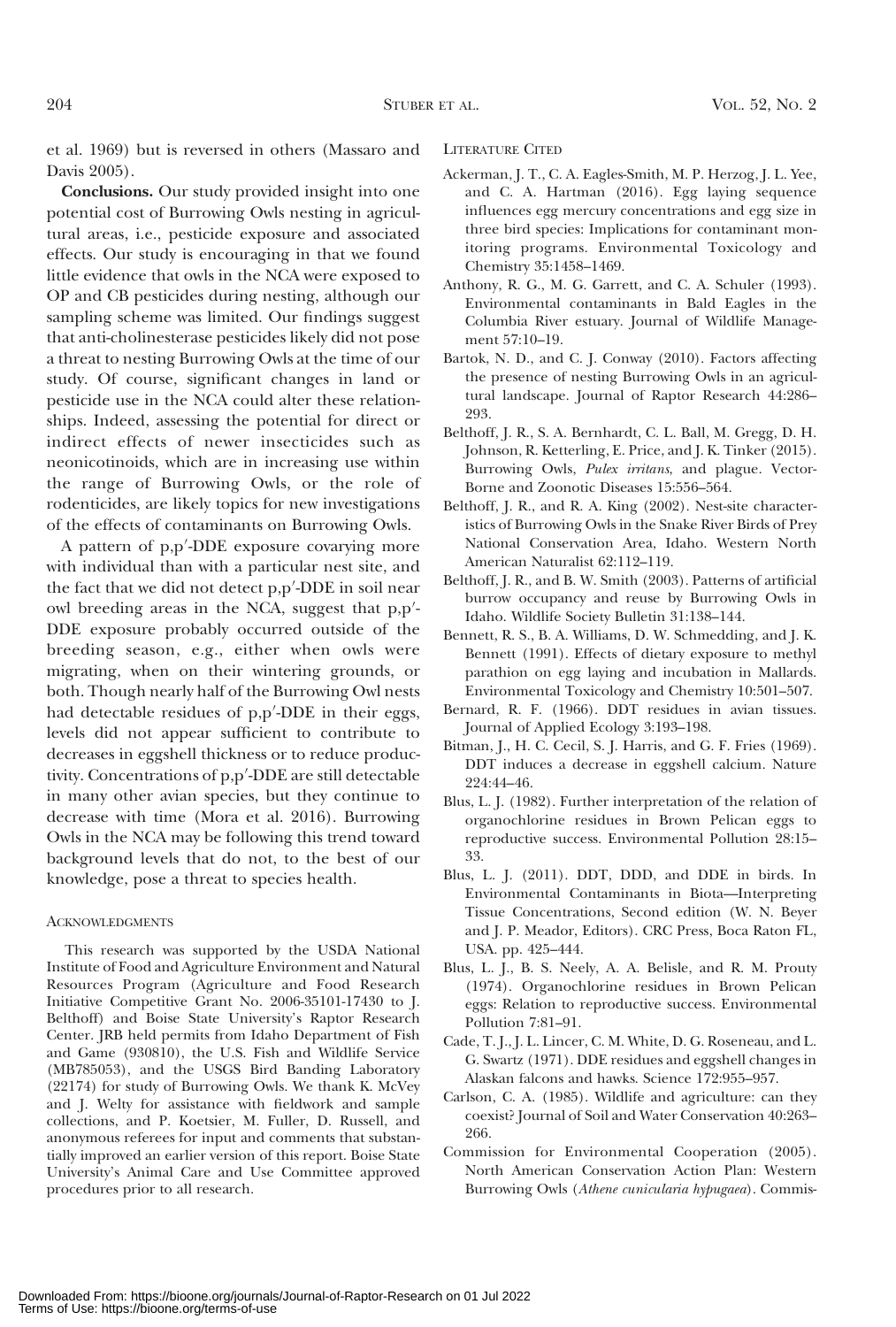et al. 1969) but is reversed in others (Massaro and Davis 2005).

**Conclusions.** Our study provided insight into one potential cost of Burrowing Owls nesting in agricultural areas, i.e., pesticide exposure and associated effects. Our study is encouraging in that we found little evidence that owls in the NCA were exposed to OP and CB pesticides during nesting, although our sampling scheme was limited. Our findings suggest that anti-cholinesterase pesticides likely did not pose a threat to nesting Burrowing Owls at the time of our study. Of course, significant changes in land or pesticide use in the NCA could alter these relationships. Indeed, assessing the potential for direct or indirect effects of newer insecticides such as neonicotinoids, which are in increasing use within the range of Burrowing Owls, or the role of rodenticides, are likely topics for new investigations of the effects of contaminants on Burrowing Owls.

A pattern of p,p′-DDE exposure covarying more with individual than with a particular nest site, and the fact that we did not detect p,p′-DDE in soil near owl breeding areas in the NCA, suggest that p,p′-DDE exposure probably occurred outside of the breeding season, e.g., either when owls were migrating, when on their wintering grounds, or both. Though nearly half of the Burrowing Owl nests had detectable residues of p,p′-DDE in their eggs, levels did not appear sufficient to contribute to decreases in eggshell thickness or to reduce productivity. Concentrations of p,p′-DDE are still detectable in many other avian species, but they continue to decrease with time (Mora et al. 2016). Burrowing Owls in the NCA may be following this trend toward background levels that do not, to the best of our knowledge, pose a threat to species health.

## Acknowledgments

This research was supported by the USDA National Institute of Food and Agriculture Environment and Natural Resources Program (Agriculture and Food Research Initiative Competitive Grant No. 2006-35101-17430 to J. Belthoff) and Boise State University's Raptor Research Center. JRB held permits from Idaho Department of Fish and Game (930810), the U.S. Fish and Wildlife Service (MB785053), and the USGS Bird Banding Laboratory (22174) for study of Burrowing Owls. We thank K. McVey and J. Welty for assistance with fieldwork and sample collections, and P. Koetsier, M. Fuller, D. Russell, and anonymous referees for input and comments that substantially improved an earlier version of this report. Boise State University's Animal Care and Use Committee approved procedures prior to all research.

## Literature Cited

Ackerman, J. T., C. A. Eagles-Smith, M. P. Herzog, J. L. Yee, and C. A. Hartman (2016). Egg laying sequence influences egg mercury concentrations and egg size in three bird species: Implications for contaminant monitoring programs. Environmental Toxicology and Chemistry 35:1458–1469.

Anthony, R. G., M. G. Garrett, and C. A. Schuler (1993). Environmental contaminants in Bald Eagles in the Columbia River estuary. Journal of Wildlife Management 57:10–19.

Bartok, N. D., and C. J. Conway (2010). Factors affecting the presence of nesting Burrowing Owls in an agricultural landscape. Journal of Raptor Research 44:286–293.

Belthoff, J. R., S. A. Bernhardt, C. L. Ball, M. Gregg, D. H. Johnson, R. Ketterling, E. Price, and J. K. Tinker (2015). Burrowing Owls, *Pulex irritans*, and plague. Vector-Borne and Zoonotic Diseases 15:556–564.

Belthoff, J. R., and R. A. King (2002). Nest-site characteristics of Burrowing Owls in the Snake River Birds of Prey National Conservation Area, Idaho. Western North American Naturalist 62:112–119.

Belthoff, J. R., and B. W. Smith (2003). Patterns of artificial burrow occupancy and reuse by Burrowing Owls in Idaho. Wildlife Society Bulletin 31:138–144.

Bennett, R. S., B. A. Williams, D. W. Schmedding, and J. K. Bennett (1991). Effects of dietary exposure to methyl parathion on egg laying and incubation in Mallards. Environmental Toxicology and Chemistry 10:501–507.

Bernard, R. F. (1966). DDT residues in avian tissues. Journal of Applied Ecology 3:193–198.

Bitman, J., H. C. Cecil, S. J. Harris, and G. F. Fries (1969). DDT induces a decrease in eggshell calcium. Nature 224:44–46.

Blus, L. J. (1982). Further interpretation of the relation of organochlorine residues in Brown Pelican eggs to reproductive success. Environmental Pollution 28:15–33.

Blus, L. J. (2011). DDT, DDD, and DDE in birds. In Environmental Contaminants in Biota—Interpreting Tissue Concentrations, Second edition (W. N. Beyer and J. P. Meador, Editors). CRC Press, Boca Raton FL, USA. pp. 425–444.

Blus, L. J., B. S. Neely, A. A. Belisle, and R. M. Prouty (1974). Organochlorine residues in Brown Pelican eggs: Relation to reproductive success. Environmental Pollution 7:81–91.

Cade, T. J., J. L. Lincer, C. M. White, D. G. Roseneau, and L. G. Swartz (1971). DDE residues and eggshell changes in Alaskan falcons and hawks. Science 172:955–957.

Carlson, C. A. (1985). Wildlife and agriculture: can they coexist? Journal of Soil and Water Conservation 40:263–266.

Commission for Environmental Cooperation (2005). North American Conservation Action Plan: Western Burrowing Owls (*Athene cunicularia hypugaea*). Commis-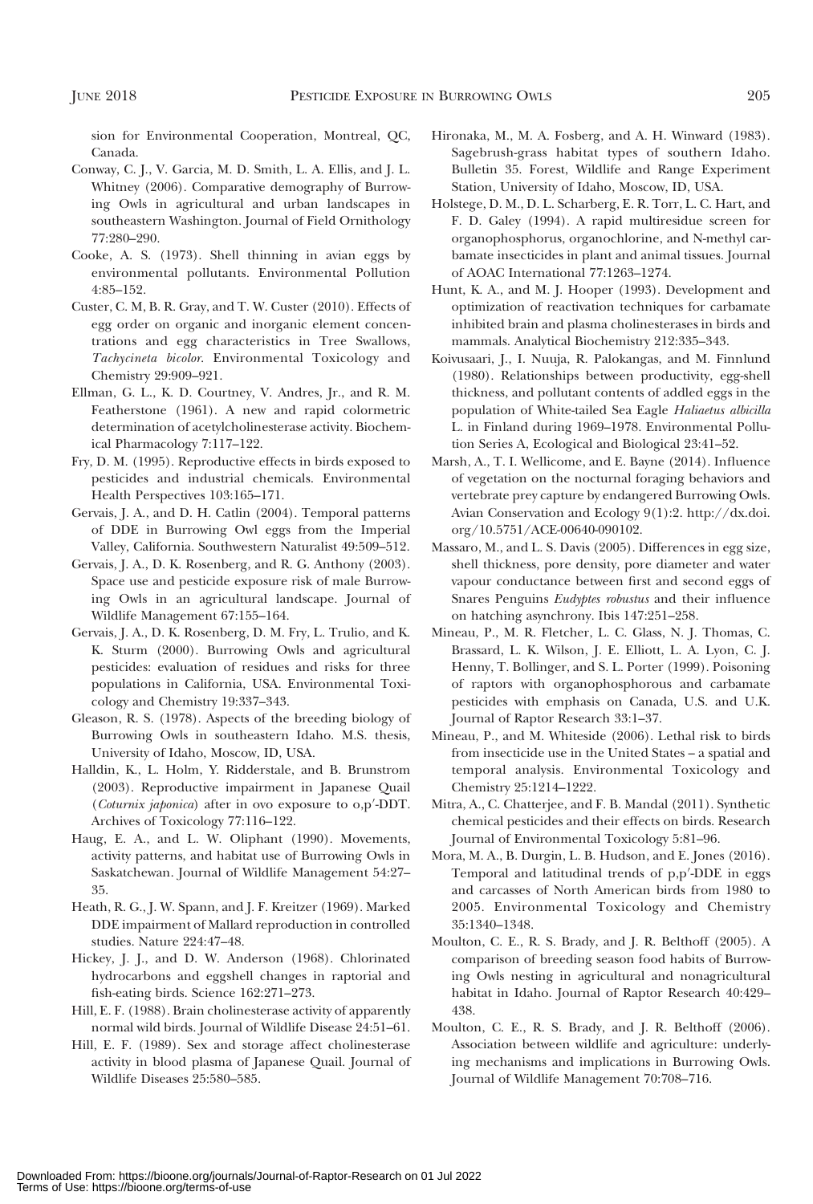sion for Environmental Cooperation, Montreal, QC, Canada.

Conway, C. J., V. Garcia, M. D. Smith, L. A. Ellis, and J. L. Whitney (2006). Comparative demography of Burrowing Owls in agricultural and urban landscapes in southeastern Washington. Journal of Field Ornithology 77:280–290.

Cooke, A. S. (1973). Shell thinning in avian eggs by environmental pollutants. Environmental Pollution 4:85–152.

Custer, C. M, B. R. Gray, and T. W. Custer (2010). Effects of egg order on organic and inorganic element concentrations and egg characteristics in Tree Swallows, *Tachycineta bicolor*. Environmental Toxicology and Chemistry 29:909–921.

Ellman, G. L., K. D. Courtney, V. Andres, Jr., and R. M. Featherstone (1961). A new and rapid colormetric determination of acetylcholinesterase activity. Biochemical Pharmacology 7:117–122.

Fry, D. M. (1995). Reproductive effects in birds exposed to pesticides and industrial chemicals. Environmental Health Perspectives 103:165–171.

Gervais, J. A., and D. H. Catlin (2004). Temporal patterns of DDE in Burrowing Owl eggs from the Imperial Valley, California. Southwestern Naturalist 49:509–512.

Gervais, J. A., D. K. Rosenberg, and R. G. Anthony (2003). Space use and pesticide exposure risk of male Burrowing Owls in an agricultural landscape. Journal of Wildlife Management 67:155–164.

Gervais, J. A., D. K. Rosenberg, D. M. Fry, L. Trulio, and K. K. Sturm (2000). Burrowing Owls and agricultural pesticides: evaluation of residues and risks for three populations in California, USA. Environmental Toxicology and Chemistry 19:337–343.

Gleason, R. S. (1978). Aspects of the breeding biology of Burrowing Owls in southeastern Idaho. M.S. thesis, University of Idaho, Moscow, ID, USA.

Halldin, K., L. Holm, Y. Ridderstale, and B. Brunstrom (2003). Reproductive impairment in Japanese Quail (*Coturnix japonica*) after in ovo exposure to o,p′-DDT. Archives of Toxicology 77:116–122.

Haug, E. A., and L. W. Oliphant (1990). Movements, activity patterns, and habitat use of Burrowing Owls in Saskatchewan. Journal of Wildlife Management 54:27–35.

Heath, R. G., J. W. Spann, and J. F. Kreitzer (1969). Marked DDE impairment of Mallard reproduction in controlled studies. Nature 224:47–48.

Hickey, J. J., and D. W. Anderson (1968). Chlorinated hydrocarbons and eggshell changes in raptorial and fish-eating birds. Science 162:271–273.

Hill, E. F. (1988). Brain cholinesterase activity of apparently normal wild birds. Journal of Wildlife Disease 24:51–61.

Hill, E. F. (1989). Sex and storage affect cholinesterase activity in blood plasma of Japanese Quail. Journal of Wildlife Diseases 25:580–585.

Hironaka, M., M. A. Fosberg, and A. H. Winward (1983). Sagebrush-grass habitat types of southern Idaho. Bulletin 35. Forest, Wildlife and Range Experiment Station, University of Idaho, Moscow, ID, USA.

Holstege, D. M., D. L. Scharberg, E. R. Torr, L. C. Hart, and F. D. Galey (1994). A rapid multiresidue screen for organophosphorus, organochlorine, and N-methyl carbamate insecticides in plant and animal tissues. Journal of AOAC International 77:1263–1274.

Hunt, K. A., and M. J. Hooper (1993). Development and optimization of reactivation techniques for carbamate inhibited brain and plasma cholinesterases in birds and mammals. Analytical Biochemistry 212:335–343.

Koivusaari, J., I. Nuuja, R. Palokangas, and M. Finnlund (1980). Relationships between productivity, egg-shell thickness, and pollutant contents of addled eggs in the population of White-tailed Sea Eagle *Haliaetus albicilla* L. in Finland during 1969–1978. Environmental Pollution Series A, Ecological and Biological 23:41–52.

Marsh, A., T. I. Wellicome, and E. Bayne (2014). Influence of vegetation on the nocturnal foraging behaviors and vertebrate prey capture by endangered Burrowing Owls. Avian Conservation and Ecology 9(1):2. http://dx.doi.org/10.5751/ACE-00640-090102.

Massaro, M., and L. S. Davis (2005). Differences in egg size, shell thickness, pore density, pore diameter and water vapour conductance between first and second eggs of Snares Penguins *Eudyptes robustus* and their influence on hatching asynchrony. Ibis 147:251–258.

Mineau, P., M. R. Fletcher, L. C. Glass, N. J. Thomas, C. Brassard, L. K. Wilson, J. E. Elliott, L. A. Lyon, C. J. Henny, T. Bollinger, and S. L. Porter (1999). Poisoning of raptors with organophosphorous and carbamate pesticides with emphasis on Canada, U.S. and U.K. Journal of Raptor Research 33:1–37.

Mineau, P., and M. Whiteside (2006). Lethal risk to birds from insecticide use in the United States – a spatial and temporal analysis. Environmental Toxicology and Chemistry 25:1214–1222.

Mitra, A., C. Chatterjee, and F. B. Mandal (2011). Synthetic chemical pesticides and their effects on birds. Research Journal of Environmental Toxicology 5:81–96.

Mora, M. A., B. Durgin, L. B. Hudson, and E. Jones (2016). Temporal and latitudinal trends of p,p′-DDE in eggs and carcasses of North American birds from 1980 to 2005. Environmental Toxicology and Chemistry 35:1340–1348.

Moulton, C. E., R. S. Brady, and J. R. Belthoff (2005). A comparison of breeding season food habits of Burrowing Owls nesting in agricultural and nonagricultural habitat in Idaho. Journal of Raptor Research 40:429–438.

Moulton, C. E., R. S. Brady, and J. R. Belthoff (2006). Association between wildlife and agriculture: underlying mechanisms and implications in Burrowing Owls. Journal of Wildlife Management 70:708–716.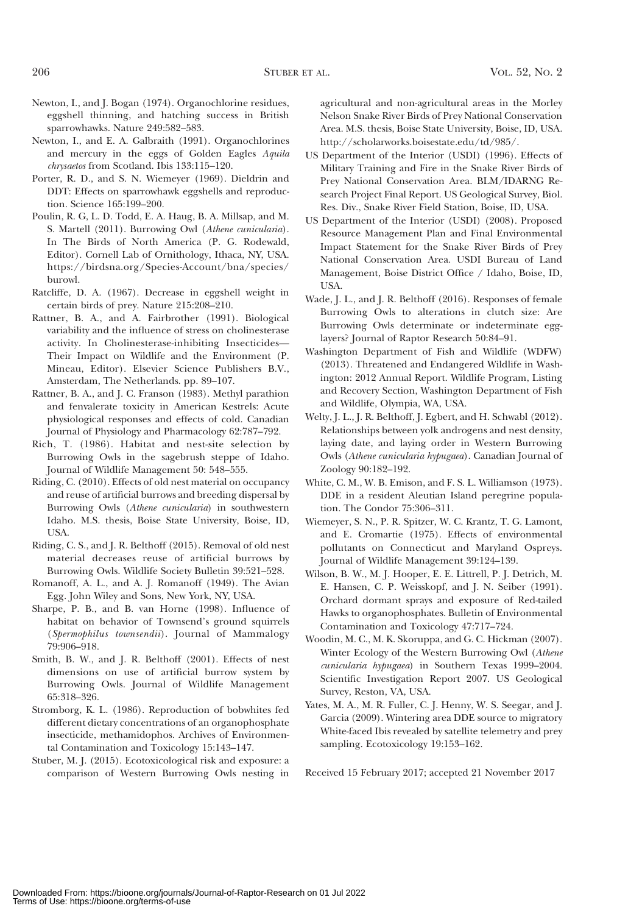Newton, I., and J. Bogan (1974). Organochlorine residues, eggshell thinning, and hatching success in British sparrowhawks. Nature 249:582–583.

Newton, I., and E. A. Galbraith (1991). Organochlorines and mercury in the eggs of Golden Eagles *Aquila chrysaetos* from Scotland. Ibis 133:115–120.

Porter, R. D., and S. N. Wiemeyer (1969). Dieldrin and DDT: Effects on sparrowhawk eggshells and reproduction. Science 165:199–200.

Poulin, R. G, L. D. Todd, E. A. Haug, B. A. Millsap, and M. S. Martell (2011). Burrowing Owl (*Athene cunicularia*). In The Birds of North America (P. G. Rodewald, Editor). Cornell Lab of Ornithology, Ithaca, NY, USA. https://birdsna.org/Species-Account/bna/species/burowl.

Ratcliffe, D. A. (1967). Decrease in eggshell weight in certain birds of prey. Nature 215:208–210.

Rattner, B. A., and A. Fairbrother (1991). Biological variability and the influence of stress on cholinesterase activity. In Cholinesterase-inhibiting Insecticides—Their Impact on Wildlife and the Environment (P. Mineau, Editor). Elsevier Science Publishers B.V., Amsterdam, The Netherlands. pp. 89–107.

Rattner, B. A., and J. C. Franson (1983). Methyl parathion and fenvalerate toxicity in American Kestrels: Acute physiological responses and effects of cold. Canadian Journal of Physiology and Pharmacology 62:787–792.

Rich, T. (1986). Habitat and nest-site selection by Burrowing Owls in the sagebrush steppe of Idaho. Journal of Wildlife Management 50: 548–555.

Riding, C. (2010). Effects of old nest material on occupancy and reuse of artificial burrows and breeding dispersal by Burrowing Owls (*Athene cunicularia*) in southwestern Idaho. M.S. thesis, Boise State University, Boise, ID, USA.

Riding, C. S., and J. R. Belthoff (2015). Removal of old nest material decreases reuse of artificial burrows by Burrowing Owls. Wildlife Society Bulletin 39:521–528.

Romanoff, A. L., and A. J. Romanoff (1949). The Avian Egg. John Wiley and Sons, New York, NY, USA.

Sharpe, P. B., and B. van Horne (1998). Influence of habitat on behavior of Townsend's ground squirrels (*Spermophilus townsendii*). Journal of Mammalogy 79:906–918.

Smith, B. W., and J. R. Belthoff (2001). Effects of nest dimensions on use of artificial burrow system by Burrowing Owls. Journal of Wildlife Management 65:318–326.

Stromborg, K. L. (1986). Reproduction of bobwhites fed different dietary concentrations of an organophosphate insecticide, methamidophos. Archives of Environmental Contamination and Toxicology 15:143–147.

Stuber, M. J. (2015). Ecotoxicological risk and exposure: a comparison of Western Burrowing Owls nesting in agricultural and non-agricultural areas in the Morley Nelson Snake River Birds of Prey National Conservation Area. M.S. thesis, Boise State University, Boise, ID, USA. http://scholarworks.boisestate.edu/td/985/.

US Department of the Interior (USDI) (1996). Effects of Military Training and Fire in the Snake River Birds of Prey National Conservation Area. BLM/IDARNG Research Project Final Report. US Geological Survey, Biol. Res. Div., Snake River Field Station, Boise, ID, USA.

US Department of the Interior (USDI) (2008). Proposed Resource Management Plan and Final Environmental Impact Statement for the Snake River Birds of Prey National Conservation Area. USDI Bureau of Land Management, Boise District Office / Idaho, Boise, ID, USA.

Wade, J. L., and J. R. Belthoff (2016). Responses of female Burrowing Owls to alterations in clutch size: Are Burrowing Owls determinate or indeterminate egg-layers? Journal of Raptor Research 50:84–91.

Washington Department of Fish and Wildlife (WDFW) (2013). Threatened and Endangered Wildlife in Washington: 2012 Annual Report. Wildlife Program, Listing and Recovery Section, Washington Department of Fish and Wildlife, Olympia, WA, USA.

Welty, J. L., J. R. Belthoff, J. Egbert, and H. Schwabl (2012). Relationships between yolk androgens and nest density, laying date, and laying order in Western Burrowing Owls (*Athene cunicularia hypugaea*). Canadian Journal of Zoology 90:182–192.

White, C. M., W. B. Emison, and F. S. L. Williamson (1973). DDE in a resident Aleutian Island peregrine population. The Condor 75:306–311.

Wiemeyer, S. N., P. R. Spitzer, W. C. Krantz, T. G. Lamont, and E. Cromartie (1975). Effects of environmental pollutants on Connecticut and Maryland Ospreys. Journal of Wildlife Management 39:124–139.

Wilson, B. W., M. J. Hooper, E. E. Littrell, P. J. Detrich, M. E. Hansen, C. P. Weisskopf, and J. N. Seiber (1991). Orchard dormant sprays and exposure of Red-tailed Hawks to organophosphates. Bulletin of Environmental Contamination and Toxicology 47:717–724.

Woodin, M. C., M. K. Skoruppa, and G. C. Hickman (2007). Winter Ecology of the Western Burrowing Owl (*Athene cunicularia hypugaea*) in Southern Texas 1999–2004. Scientific Investigation Report 2007. US Geological Survey, Reston, VA, USA.

Yates, M. A., M. R. Fuller, C. J. Henny, W. S. Seegar, and J. Garcia (2009). Wintering area DDE source to migratory White-faced Ibis revealed by satellite telemetry and prey sampling. Ecotoxicology 19:153–162.

Received 15 February 2017; accepted 21 November 2017